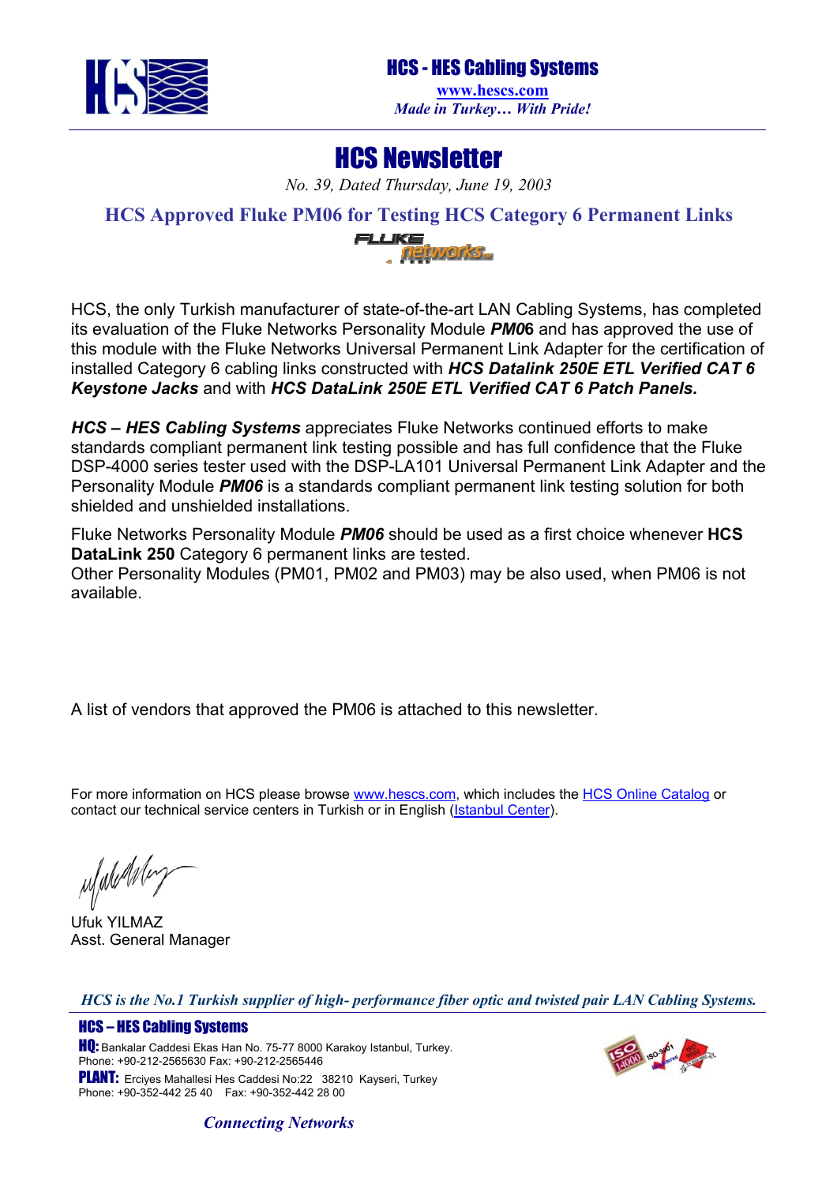HCS - HES Cabling Systems

www.hescs.com

*Made in Turkey… With Pride!*

# HCS Newsletter

*No. 39, Dated Thursday, June 19, 2003*

## HCS Approved Fluke PM06 for Testing HCS Category 6 Permanent Links

HCS, the only Turkish manufacturer of state-of-the-art LAN Cabling Systems, has completed its evaluation of the Fluke Networks Personality Module ***PM0*6** and has approved the use of this module with the Fluke Networks Universal Permanent Link Adapter for the certification of installed Category 6 cabling links constructed with ***HCS Datalink 250E ETL Verified CAT 6 Keystone Jacks*** and with ***HCS DataLink 250E ETL Verified CAT 6 Patch Panels.***

***HCS – HES Cabling Systems*** appreciates Fluke Networks continued efforts to make standards compliant permanent link testing possible and has full confidence that the Fluke DSP-4000 series tester used with the DSP-LA101 Universal Permanent Link Adapter and the Personality Module ***PM06*** is a standards compliant permanent link testing solution for both shielded and unshielded installations.

Fluke Networks Personality Module ***PM06*** should be used as a first choice whenever **HCS DataLink 250** Category 6 permanent links are tested.
Other Personality Modules (PM01, PM02 and PM03) may be also used, when PM06 is not available.

A list of vendors that approved the PM06 is attached to this newsletter.

For more information on HCS please browse www.hescs.com, which includes the HCS Online Catalog or contact our technical service centers in Turkish or in English (Istanbul Center).

Ufuk YILMAZ
Asst. General Manager

*HCS is the No.1 Turkish supplier of high- performance fiber optic and twisted pair LAN Cabling Systems.*

**HCS – HES Cabling Systems**

**HQ:** Bankalar Caddesi Ekas Han No. 75-77 8000 Karakoy Istanbul, Turkey.
Phone: +90-212-2565630 Fax: +90-212-2565446

**PLANT:** Erciyes Mahallesi Hes Caddesi No:22 38210 Kayseri, Turkey
Phone: +90-352-442 25 40 Fax: +90-352-442 28 00

*Connecting Networks*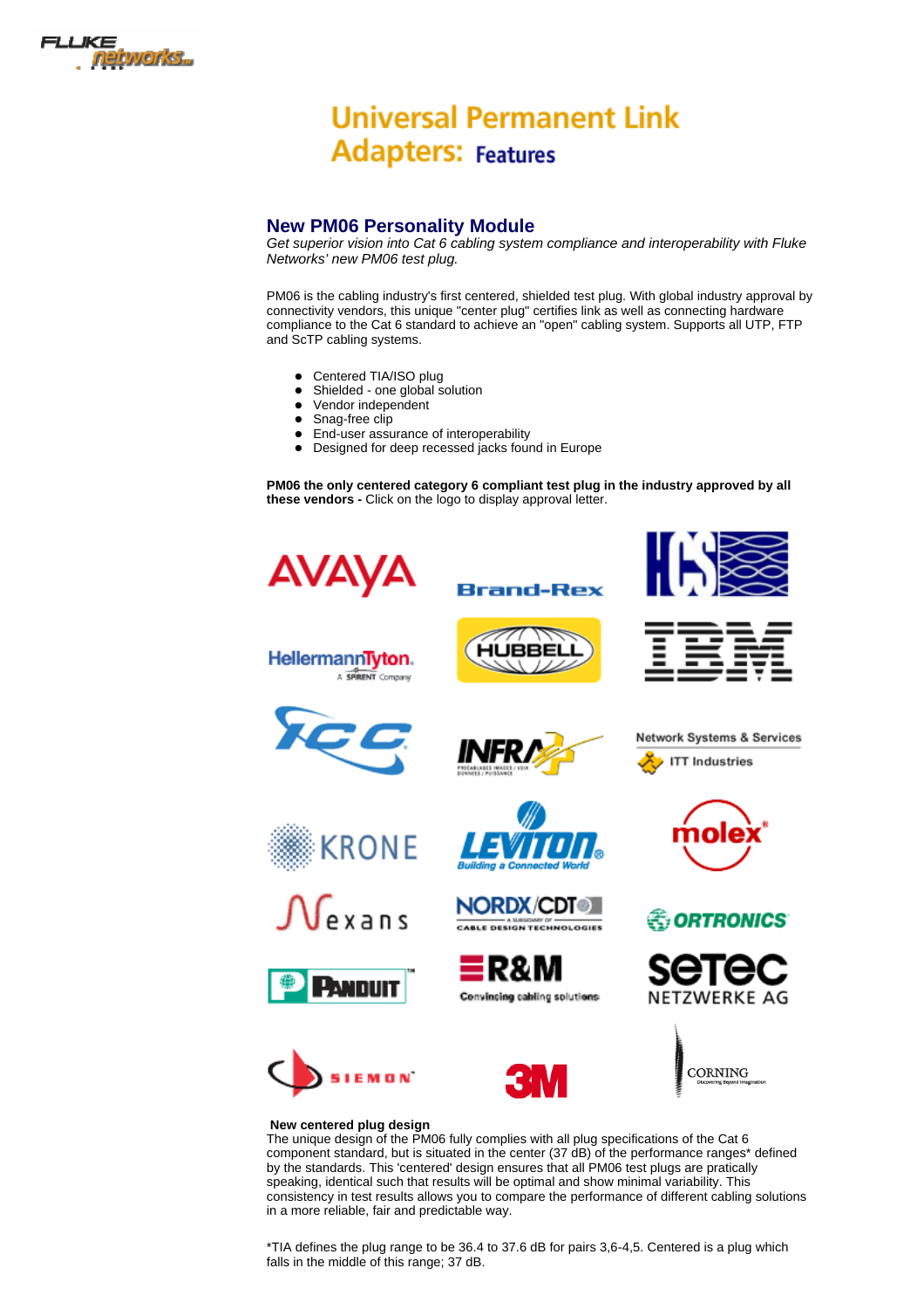# Universal Permanent Link Adapters: Features

## New PM06 Personality Module

*Get superior vision into Cat 6 cabling system compliance and interoperability with Fluke Networks' new PM06 test plug.*

PM06 is the cabling industry's first centered, shielded test plug. With global industry approval by connectivity vendors, this unique "center plug" certifies link as well as connecting hardware compliance to the Cat 6 standard to achieve an "open" cabling system. Supports all UTP, FTP and ScTP cabling systems.

- Centered TIA/ISO plug
- Shielded - one global solution
- Vendor independent
- Snag-free clip
- End-user assurance of interoperability
- Designed for deep recessed jacks found in Europe

**PM06 the only centered category 6 compliant test plug in the industry approved by all these vendors -** Click on the logo to display approval letter.

**New centered plug design**

The unique design of the PM06 fully complies with all plug specifications of the Cat 6 component standard, but is situated in the center (37 dB) of the performance ranges* defined by the standards. This 'centered' design ensures that all PM06 test plugs are pratically speaking, identical such that results will be optimal and show minimal variability. This consistency in test results allows you to compare the performance of different cabling solutions in a more reliable, fair and predictable way.

*TIA defines the plug range to be 36.4 to 37.6 dB for pairs 3,6-4,5. Centered is a plug which falls in the middle of this range; 37 dB.